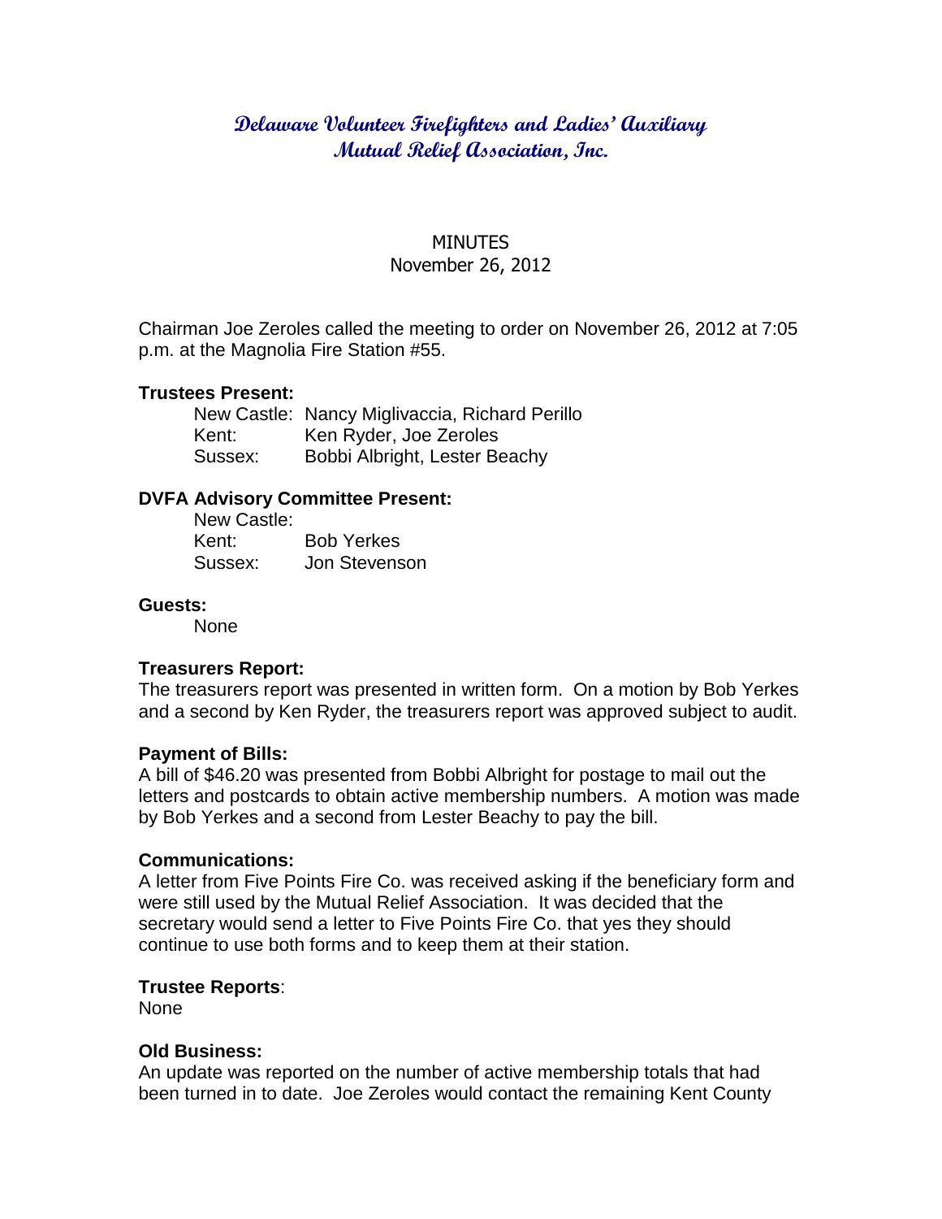# Delaware Volunteer Firefighters and Ladies' Auxiliary Mutual Relief Association, Inc.

MINUTES
November 26, 2012

Chairman Joe Zeroles called the meeting to order on November 26, 2012 at 7:05 p.m. at the Magnolia Fire Station #55.

**Trustees Present:**

New Castle: Nancy Miglivaccia, Richard Perillo
Kent: Ken Ryder, Joe Zeroles
Sussex: Bobbi Albright, Lester Beachy

**DVFA Advisory Committee Present:**

New Castle:
Kent: Bob Yerkes
Sussex: Jon Stevenson

**Guests:**

None

**Treasurers Report:**
The treasurers report was presented in written form. On a motion by Bob Yerkes and a second by Ken Ryder, the treasurers report was approved subject to audit.

**Payment of Bills:**
A bill of $46.20 was presented from Bobbi Albright for postage to mail out the letters and postcards to obtain active membership numbers. A motion was made by Bob Yerkes and a second from Lester Beachy to pay the bill.

**Communications:**
A letter from Five Points Fire Co. was received asking if the beneficiary form and were still used by the Mutual Relief Association. It was decided that the secretary would send a letter to Five Points Fire Co. that yes they should continue to use both forms and to keep them at their station.

**Trustee Reports**:
None

**Old Business:**
An update was reported on the number of active membership totals that had been turned in to date. Joe Zeroles would contact the remaining Kent County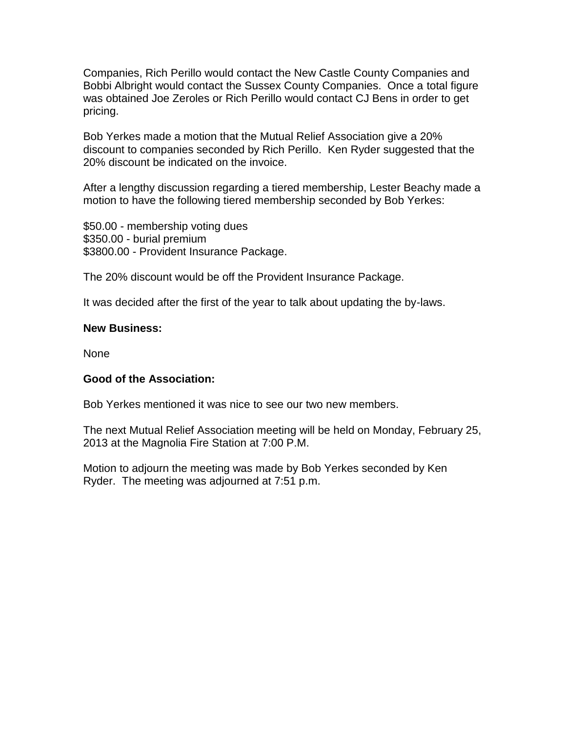Companies, Rich Perillo would contact the New Castle County Companies and Bobbi Albright would contact the Sussex County Companies. Once a total figure was obtained Joe Zeroles or Rich Perillo would contact CJ Bens in order to get pricing.

Bob Yerkes made a motion that the Mutual Relief Association give a 20% discount to companies seconded by Rich Perillo. Ken Ryder suggested that the 20% discount be indicated on the invoice.

After a lengthy discussion regarding a tiered membership, Lester Beachy made a motion to have the following tiered membership seconded by Bob Yerkes:

$50.00 - membership voting dues
$350.00 - burial premium
$3800.00 - Provident Insurance Package.

The 20% discount would be off the Provident Insurance Package.

It was decided after the first of the year to talk about updating the by-laws.

**New Business:**

None

**Good of the Association:**

Bob Yerkes mentioned it was nice to see our two new members.

The next Mutual Relief Association meeting will be held on Monday, February 25, 2013 at the Magnolia Fire Station at 7:00 P.M.

Motion to adjourn the meeting was made by Bob Yerkes seconded by Ken Ryder. The meeting was adjourned at 7:51 p.m.